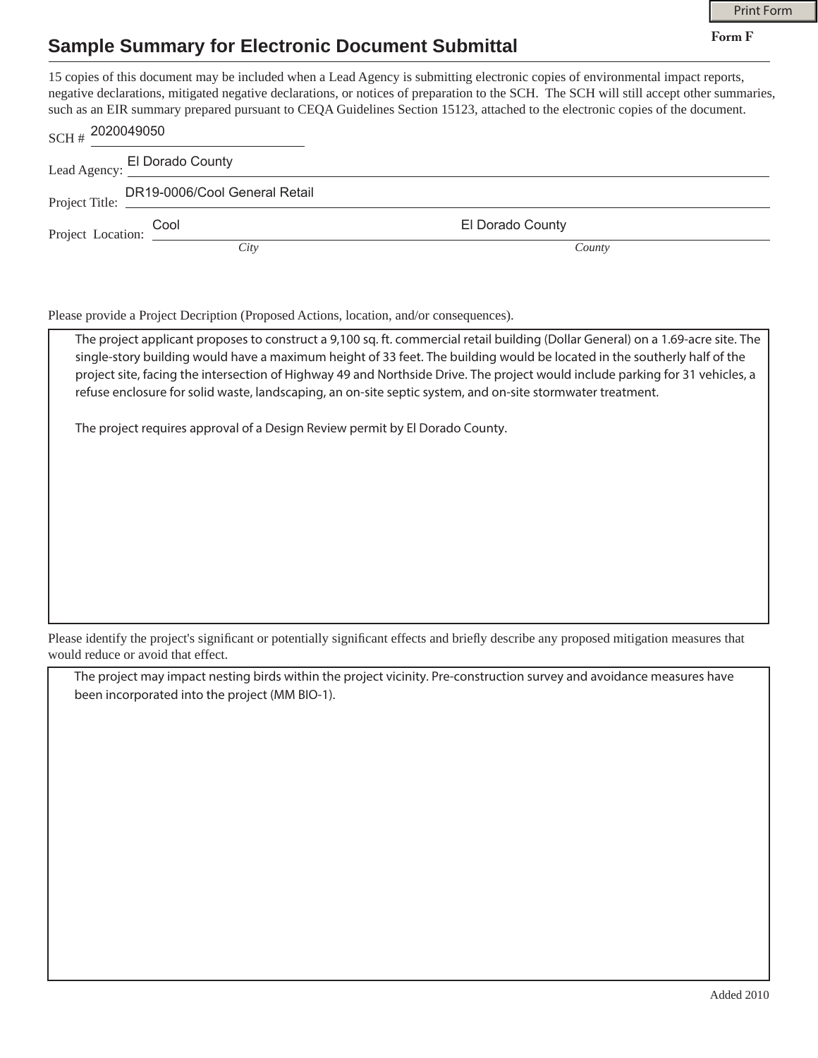Print Form

**Form F**

# Sample Summary for Electronic Document Submittal

15 copies of this document may be included when a Lead Agency is submitting electronic copies of environmental impact reports, negative declarations, mitigated negative declarations, or notices of preparation to the SCH. The SCH will still accept other summaries, such as an EIR summary prepared pursuant to CEQA Guidelines Section 15123, attached to the electronic copies of the document.

SCH # 2020049050

Lead Agency: El Dorado County

Project Title: DR19-0006/Cool General Retail

Project Location: Cool (*City*) El Dorado County (*County*)

Please provide a Project Decription (Proposed Actions, location, and/or consequences).

The project applicant proposes to construct a 9,100 sq. ft. commercial retail building (Dollar General) on a 1.69-acre site. The single-story building would have a maximum height of 33 feet. The building would be located in the southerly half of the project site, facing the intersection of Highway 49 and Northside Drive. The project would include parking for 31 vehicles, a refuse enclosure for solid waste, landscaping, an on-site septic system, and on-site stormwater treatment.

The project requires approval of a Design Review permit by El Dorado County.

Please identify the project's significant or potentially significant effects and briefly describe any proposed mitigation measures that would reduce or avoid that effect.

The project may impact nesting birds within the project vicinity. Pre-construction survey and avoidance measures have been incorporated into the project (MM BIO-1).

Added 2010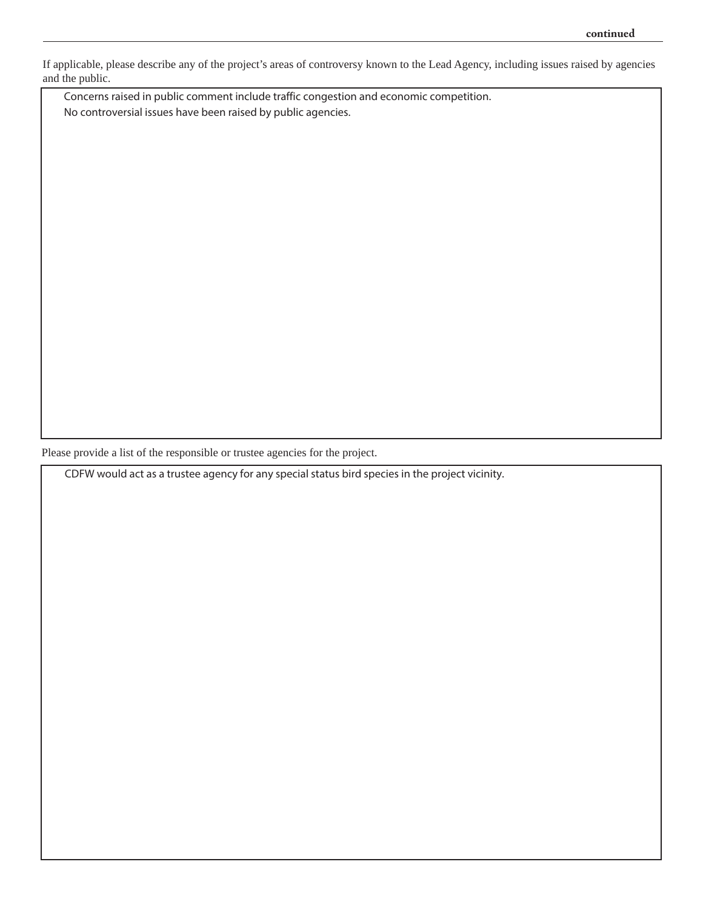If applicable, please describe any of the project's areas of controversy known to the Lead Agency, including issues raised by agencies and the public.

Concerns raised in public comment include traffic congestion and economic competition.
No controversial issues have been raised by public agencies.

Please provide a list of the responsible or trustee agencies for the project.

CDFW would act as a trustee agency for any special status bird species in the project vicinity.